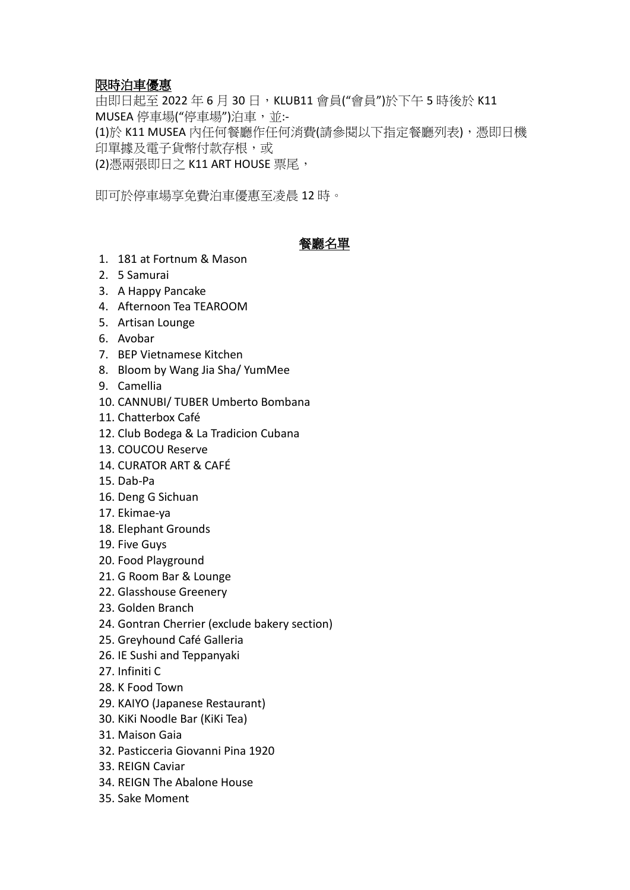## 限時泊車優惠

由即日起至 2022 年 6 月 30 日，KLUB11 會員("會員")於下午 5 時後於 K11 MUSEA 停車場("停車場")泊車，並:-
(1)於 K11 MUSEA 內任何餐廳作任何消費(請參閱以下指定餐廳列表)，憑即日機印單據及電子貨幣付款存根，或
(2)憑兩張即日之 K11 ART HOUSE 票尾，

即可於停車場享免費泊車優惠至凌晨 12 時。

## 餐廳名單

1. 181 at Fortnum & Mason
2. 5 Samurai
3. A Happy Pancake
4. Afternoon Tea TEAROOM
5. Artisan Lounge
6. Avobar
7. BEP Vietnamese Kitchen
8. Bloom by Wang Jia Sha/ YumMee
9. Camellia
10. CANNUBI/ TUBER Umberto Bombana
11. Chatterbox Café
12. Club Bodega & La Tradicion Cubana
13. COUCOU Reserve
14. CURATOR ART & CAFÉ
15. Dab-Pa
16. Deng G Sichuan
17. Ekimae-ya
18. Elephant Grounds
19. Five Guys
20. Food Playground
21. G Room Bar & Lounge
22. Glasshouse Greenery
23. Golden Branch
24. Gontran Cherrier (exclude bakery section)
25. Greyhound Café Galleria
26. IE Sushi and Teppanyaki
27. Infiniti C
28. K Food Town
29. KAIYO (Japanese Restaurant)
30. KiKi Noodle Bar (KiKi Tea)
31. Maison Gaia
32. Pasticceria Giovanni Pina 1920
33. REIGN Caviar
34. REIGN The Abalone House
35. Sake Moment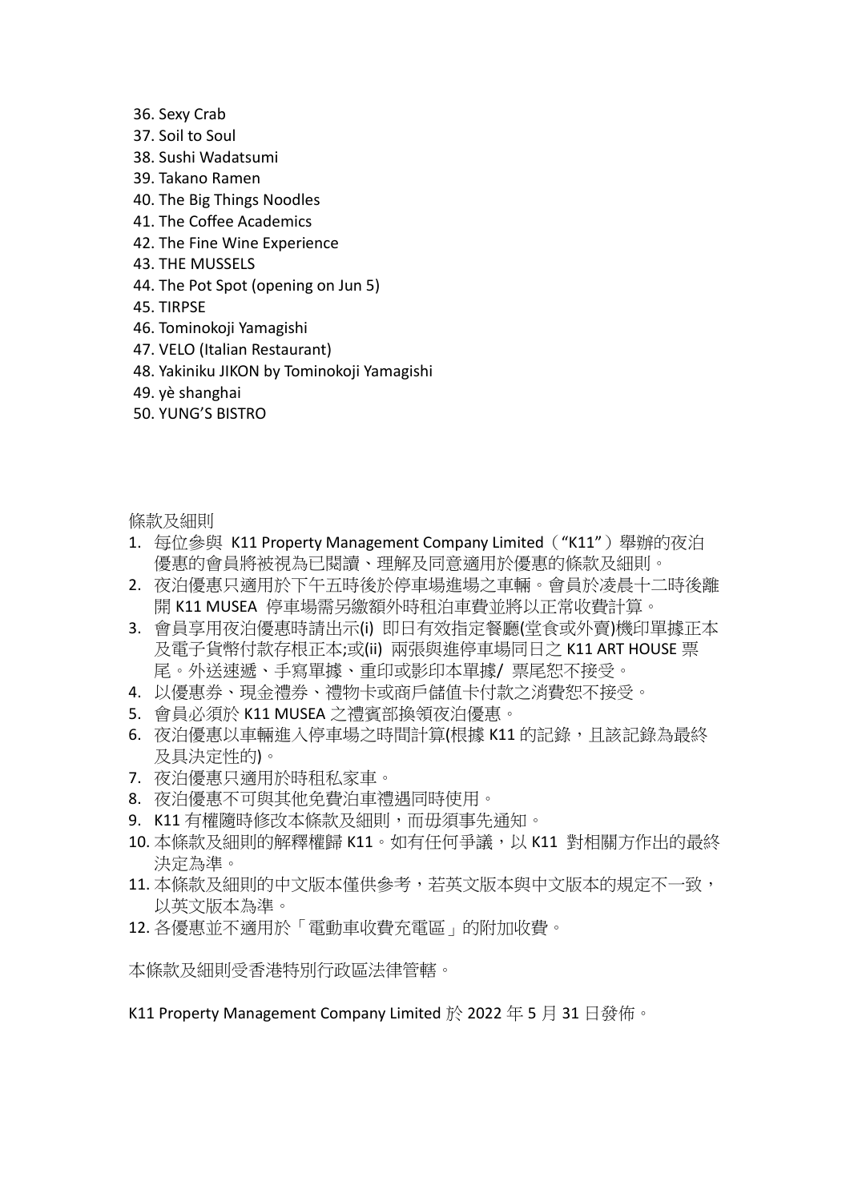36. Sexy Crab
37. Soil to Soul
38. Sushi Wadatsumi
39. Takano Ramen
40. The Big Things Noodles
41. The Coffee Academics
42. The Fine Wine Experience
43. THE MUSSELS
44. The Pot Spot (opening on Jun 5)
45. TIRPSE
46. Tominokoji Yamagishi
47. VELO (Italian Restaurant)
48. Yakiniku JIKON by Tominokoji Yamagishi
49. yè shanghai
50. YUNG'S BISTRO

條款及細則

1. 每位參與 K11 Property Management Company Limited（"K11"）舉辦的夜泊優惠的會員將被視為已閱讀、理解及同意適用於優惠的條款及細則。
2. 夜泊優惠只適用於下午五時後於停車場進場之車輛。會員於凌晨十二時後離開 K11 MUSEA 停車場需另繳額外時租泊車費並將以正常收費計算。
3. 會員享用夜泊優惠時請出示(i) 即日有效指定餐廳(堂食或外賣)機印單據正本及電子貨幣付款存根正本;或(ii) 兩張與進停車場同日之 K11 ART HOUSE 票尾。外送速遞、手寫單據、重印或影印本單據/ 票尾恕不接受。
4. 以優惠券、現金禮券、禮物卡或商戶儲值卡付款之消費恕不接受。
5. 會員必須於 K11 MUSEA 之禮賓部換領夜泊優惠。
6. 夜泊優惠以車輛進入停車場之時間計算(根據 K11 的記錄，且該記錄為最終及具決定性的)。
7. 夜泊優惠只適用於時租私家車。
8. 夜泊優惠不可與其他免費泊車禮遇同時使用。
9. K11 有權隨時修改本條款及細則，而毋須事先通知。
10. 本條款及細則的解釋權歸 K11。如有任何爭議，以 K11 對相關方作出的最終決定為準。
11. 本條款及細則的中文版本僅供參考，若英文版本與中文版本的規定不一致，以英文版本為準。
12. 各優惠並不適用於「電動車收費充電區」的附加收費。

本條款及細則受香港特別行政區法律管轄。

K11 Property Management Company Limited 於 2022 年 5 月 31 日發佈。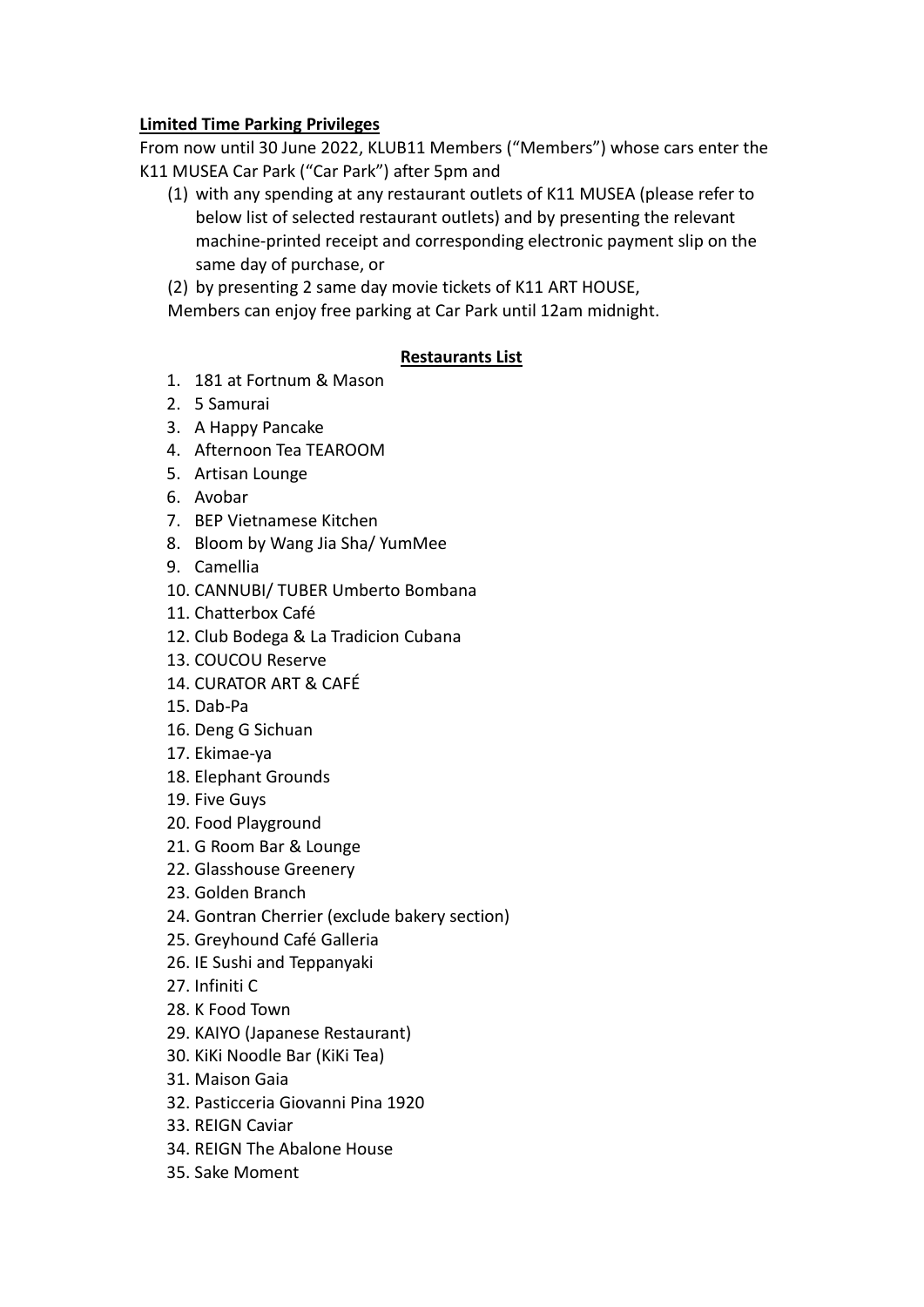**Limited Time Parking Privileges**

From now until 30 June 2022, KLUB11 Members ("Members") whose cars enter the K11 MUSEA Car Park ("Car Park") after 5pm and

(1) with any spending at any restaurant outlets of K11 MUSEA (please refer to below list of selected restaurant outlets) and by presenting the relevant machine-printed receipt and corresponding electronic payment slip on the same day of purchase, or

(2) by presenting 2 same day movie tickets of K11 ART HOUSE,

Members can enjoy free parking at Car Park until 12am midnight.

**Restaurants List**

1. 181 at Fortnum & Mason
2. 5 Samurai
3. A Happy Pancake
4. Afternoon Tea TEAROOM
5. Artisan Lounge
6. Avobar
7. BEP Vietnamese Kitchen
8. Bloom by Wang Jia Sha/ YumMee
9. Camellia
10. CANNUBI/ TUBER Umberto Bombana
11. Chatterbox Café
12. Club Bodega & La Tradicion Cubana
13. COUCOU Reserve
14. CURATOR ART & CAFÉ
15. Dab-Pa
16. Deng G Sichuan
17. Ekimae-ya
18. Elephant Grounds
19. Five Guys
20. Food Playground
21. G Room Bar & Lounge
22. Glasshouse Greenery
23. Golden Branch
24. Gontran Cherrier (exclude bakery section)
25. Greyhound Café Galleria
26. IE Sushi and Teppanyaki
27. Infiniti C
28. K Food Town
29. KAIYO (Japanese Restaurant)
30. KiKi Noodle Bar (KiKi Tea)
31. Maison Gaia
32. Pasticceria Giovanni Pina 1920
33. REIGN Caviar
34. REIGN The Abalone House
35. Sake Moment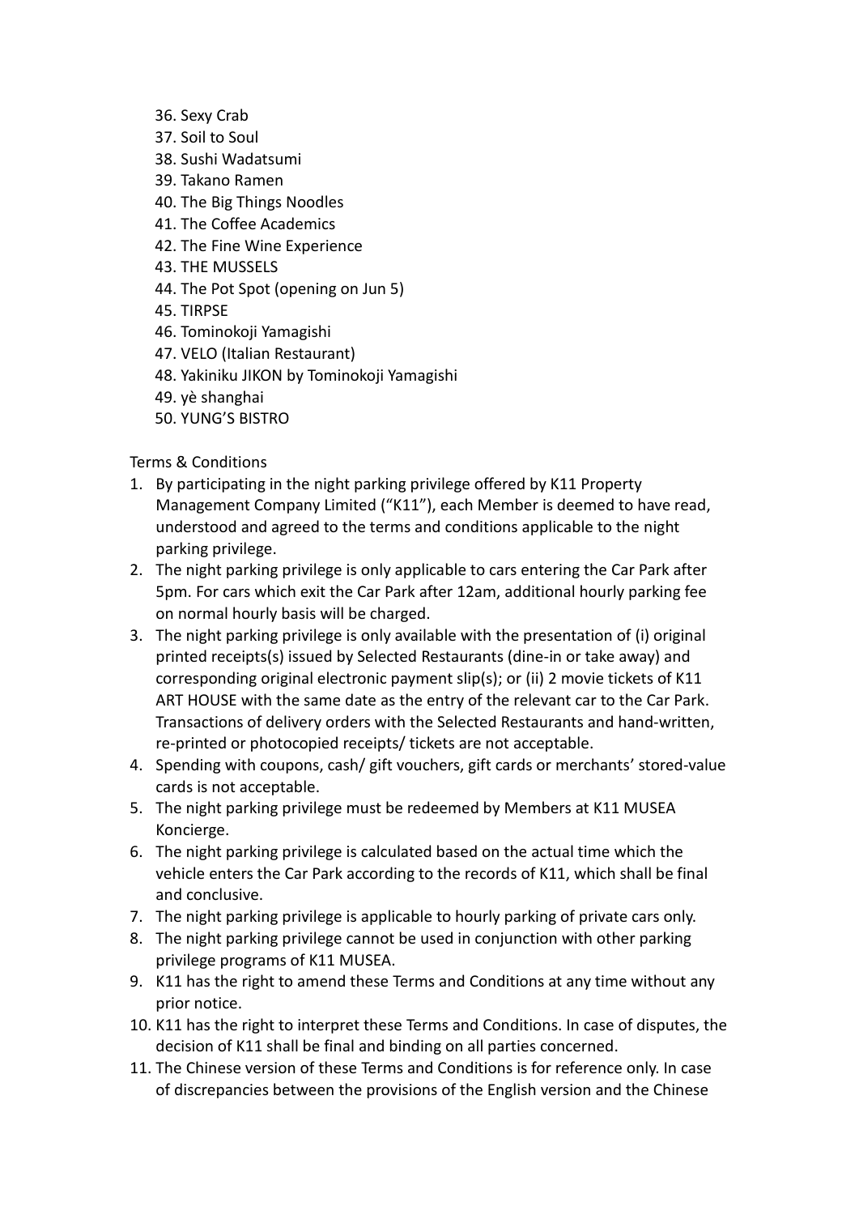36. Sexy Crab
37. Soil to Soul
38. Sushi Wadatsumi
39. Takano Ramen
40. The Big Things Noodles
41. The Coffee Academics
42. The Fine Wine Experience
43. THE MUSSELS
44. The Pot Spot (opening on Jun 5)
45. TIRPSE
46. Tominokoji Yamagishi
47. VELO (Italian Restaurant)
48. Yakiniku JIKON by Tominokoji Yamagishi
49. yè shanghai
50. YUNG'S BISTRO

Terms & Conditions

1. By participating in the night parking privilege offered by K11 Property Management Company Limited ("K11"), each Member is deemed to have read, understood and agreed to the terms and conditions applicable to the night parking privilege.
2. The night parking privilege is only applicable to cars entering the Car Park after 5pm. For cars which exit the Car Park after 12am, additional hourly parking fee on normal hourly basis will be charged.
3. The night parking privilege is only available with the presentation of (i) original printed receipts(s) issued by Selected Restaurants (dine-in or take away) and corresponding original electronic payment slip(s); or (ii) 2 movie tickets of K11 ART HOUSE with the same date as the entry of the relevant car to the Car Park. Transactions of delivery orders with the Selected Restaurants and hand-written, re-printed or photocopied receipts/ tickets are not acceptable.
4. Spending with coupons, cash/ gift vouchers, gift cards or merchants' stored-value cards is not acceptable.
5. The night parking privilege must be redeemed by Members at K11 MUSEA Koncierge.
6. The night parking privilege is calculated based on the actual time which the vehicle enters the Car Park according to the records of K11, which shall be final and conclusive.
7. The night parking privilege is applicable to hourly parking of private cars only.
8. The night parking privilege cannot be used in conjunction with other parking privilege programs of K11 MUSEA.
9. K11 has the right to amend these Terms and Conditions at any time without any prior notice.
10. K11 has the right to interpret these Terms and Conditions. In case of disputes, the decision of K11 shall be final and binding on all parties concerned.
11. The Chinese version of these Terms and Conditions is for reference only. In case of discrepancies between the provisions of the English version and the Chinese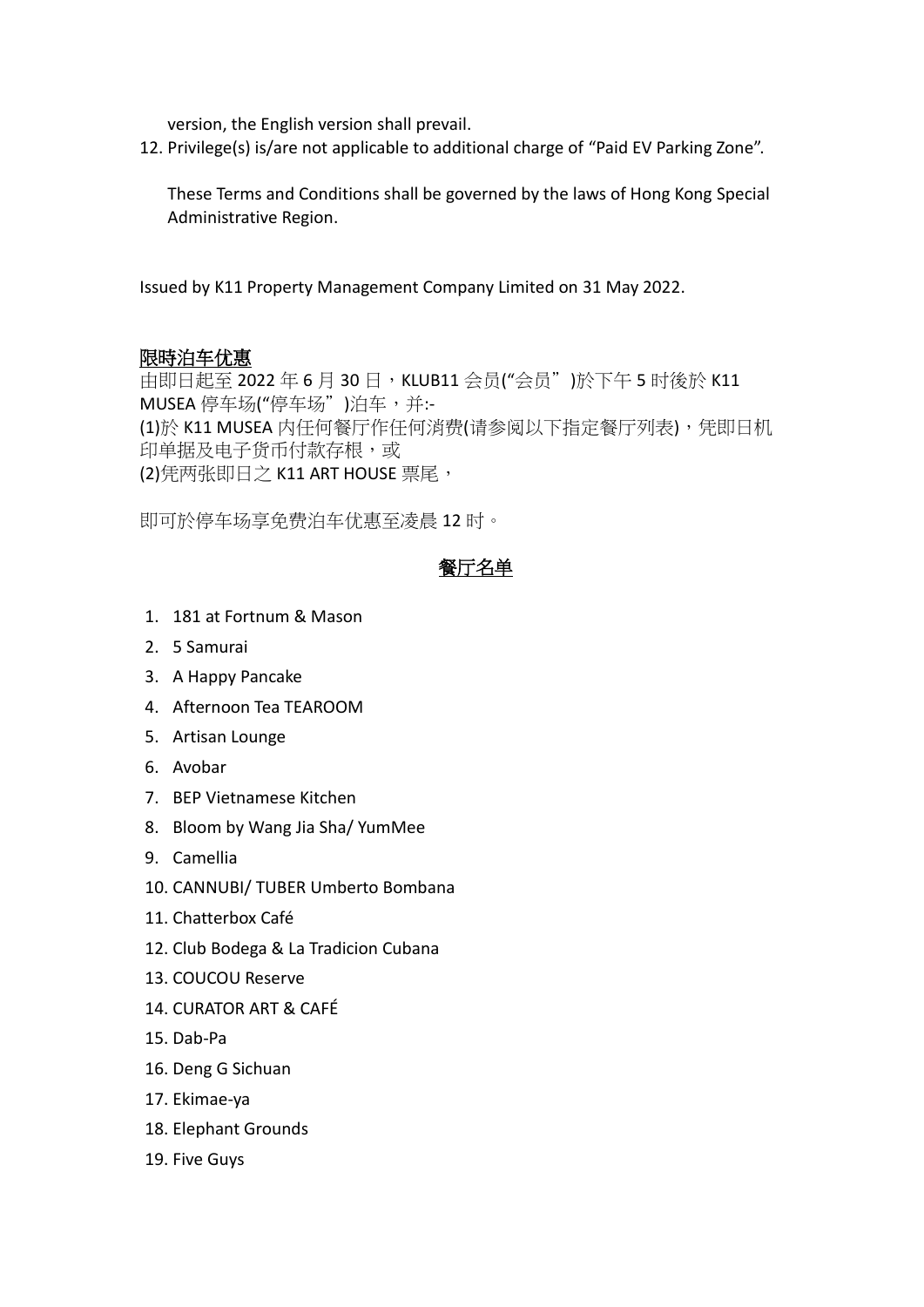version, the English version shall prevail.

12. Privilege(s) is/are not applicable to additional charge of “Paid EV Parking Zone”.

These Terms and Conditions shall be governed by the laws of Hong Kong Special Administrative Region.

Issued by K11 Property Management Company Limited on 31 May 2022.

## 限時泊车优惠

由即日起至 2022 年 6 月 30 日，KLUB11 会员(“会员”)於下午 5 时後於 K11 MUSEA 停车场(“停车场”)泊车，并:-

(1)於 K11 MUSEA 内任何餐厅作任何消费(请参阅以下指定餐厅列表)，凭即日机印单据及电子货币付款存根，或

(2)凭两张即日之 K11 ART HOUSE 票尾，

即可於停车场享免费泊车优惠至凌晨 12 时。

## 餐厅名单

1. 181 at Fortnum & Mason
2. 5 Samurai
3. A Happy Pancake
4. Afternoon Tea TEAROOM
5. Artisan Lounge
6. Avobar
7. BEP Vietnamese Kitchen
8. Bloom by Wang Jia Sha/ YumMee
9. Camellia
10. CANNUBI/ TUBER Umberto Bombana
11. Chatterbox Café
12. Club Bodega & La Tradicion Cubana
13. COUCOU Reserve
14. CURATOR ART & CAFÉ
15. Dab-Pa
16. Deng G Sichuan
17. Ekimae-ya
18. Elephant Grounds
19. Five Guys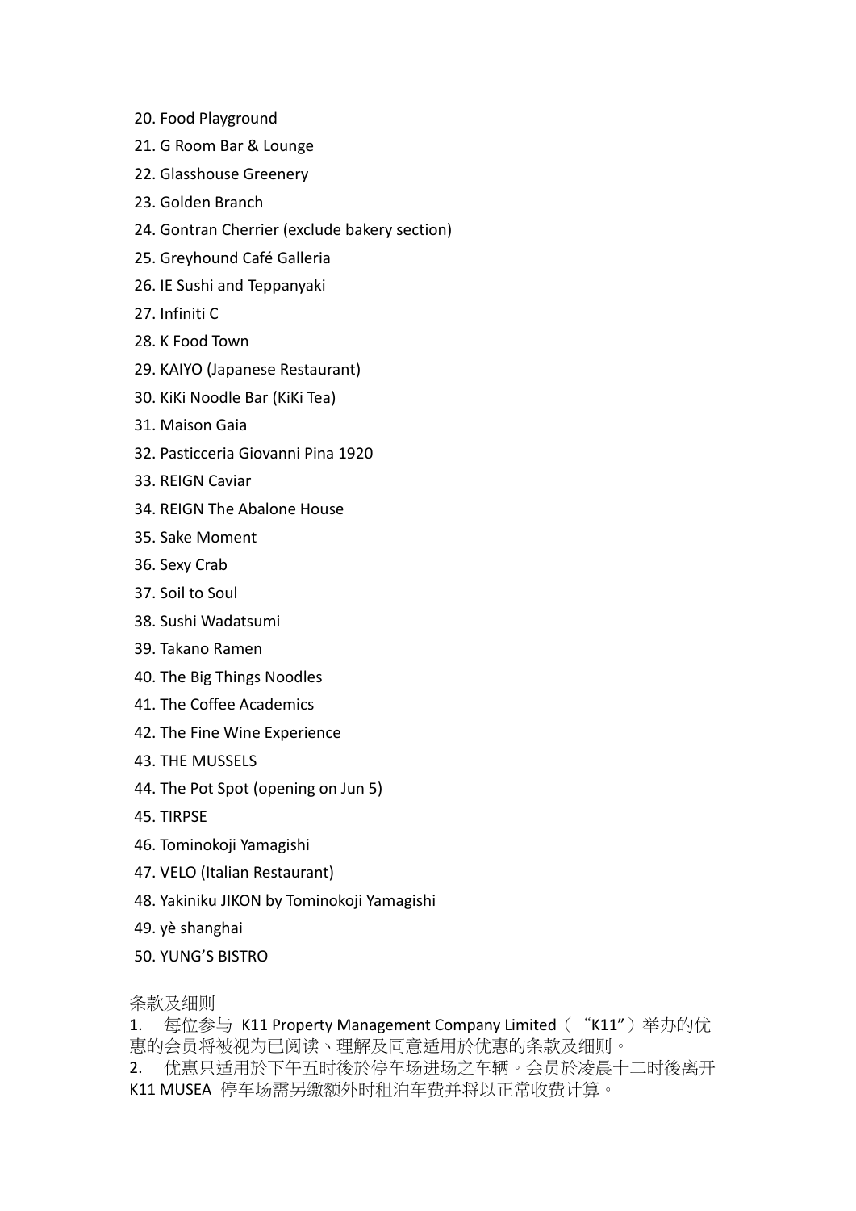20. Food Playground
21. G Room Bar & Lounge
22. Glasshouse Greenery
23. Golden Branch
24. Gontran Cherrier (exclude bakery section)
25. Greyhound Café Galleria
26. IE Sushi and Teppanyaki
27. Infiniti C
28. K Food Town
29. KAIYO (Japanese Restaurant)
30. KiKi Noodle Bar (KiKi Tea)
31. Maison Gaia
32. Pasticceria Giovanni Pina 1920
33. REIGN Caviar
34. REIGN The Abalone House
35. Sake Moment
36. Sexy Crab
37. Soil to Soul
38. Sushi Wadatsumi
39. Takano Ramen
40. The Big Things Noodles
41. The Coffee Academics
42. The Fine Wine Experience
43. THE MUSSELS
44. The Pot Spot (opening on Jun 5)
45. TIRPSE
46. Tominokoji Yamagishi
47. VELO (Italian Restaurant)
48. Yakiniku JIKON by Tominokoji Yamagishi
49. yè shanghai
50. YUNG'S BISTRO

条款及细则

1. 每位参与 K11 Property Management Company Limited（"K11"）举办的优惠的会员将被视为已阅读、理解及同意适用於优惠的条款及细则。
2. 优惠只适用於下午五时後於停车场进场之车辆。会员於凌晨十二时後离开 K11 MUSEA 停车场需另缴额外时租泊车费并将以正常收费计算。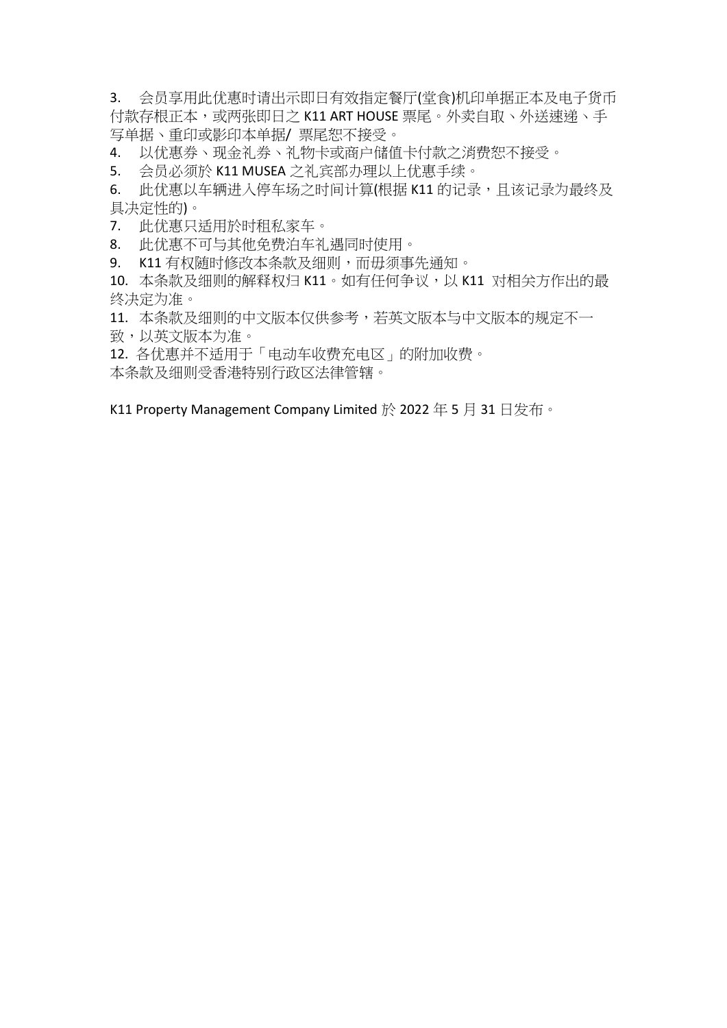3. 会员享用此优惠时请出示即日有效指定餐厅(堂食)机印单据正本及电子货币付款存根正本，或两张即日之 K11 ART HOUSE 票尾。外卖自取、外送速递、手写单据、重印或影印本单据/ 票尾恕不接受。
4. 以优惠券、现金礼券、礼物卡或商户储值卡付款之消费恕不接受。
5. 会员必须於 K11 MUSEA 之礼宾部办理以上优惠手续。
6. 此优惠以车辆进入停车场之时间计算(根据 K11 的记录，且该记录为最终及具决定性的)。
7. 此优惠只适用於时租私家车。
8. 此优惠不可与其他免费泊车礼遇同时使用。
9. K11 有权随时修改本条款及细则，而毋须事先通知。
10. 本条款及细则的解释权归 K11。如有任何争议，以 K11 对相关方作出的最终决定为准。
11. 本条款及细则的中文版本仅供参考，若英文版本与中文版本的规定不一致，以英文版本为准。
12. 各优惠并不适用于「电动车收费充电区」的附加收费。

本条款及细则受香港特别行政区法律管辖。

K11 Property Management Company Limited 於 2022 年 5 月 31 日发布。